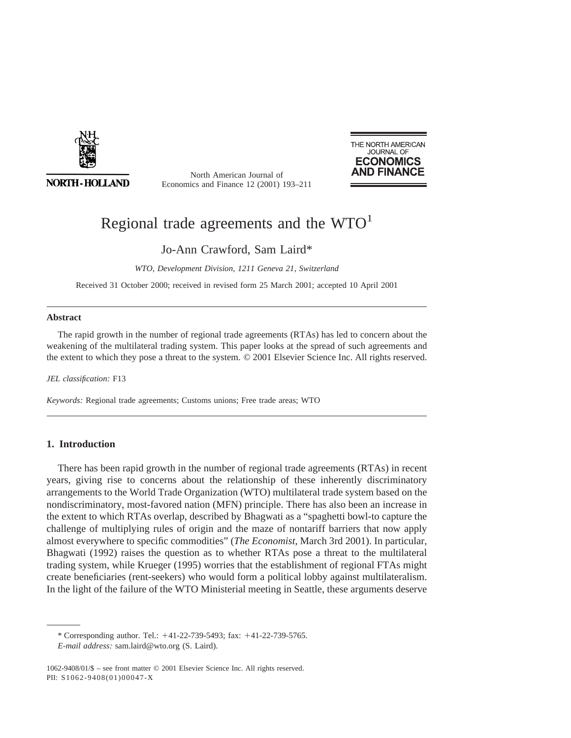# Regional trade agreements and the WTO[1]

Jo-Ann Crawford, Sam Laird*

*WTO, Development Division, 1211 Geneva 21, Switzerland*

Received 31 October 2000; received in revised form 25 March 2001; accepted 10 April 2001

---

**Abstract**

The rapid growth in the number of regional trade agreements (RTAs) has led to concern about the weakening of the multilateral trading system. This paper looks at the spread of such agreements and the extent to which they pose a threat to the system. © 2001 Elsevier Science Inc. All rights reserved.

*JEL classification:* F13

*Keywords:* Regional trade agreements; Customs unions; Free trade areas; WTO

---

## 1. Introduction

There has been rapid growth in the number of regional trade agreements (RTAs) in recent years, giving rise to concerns about the relationship of these inherently discriminatory arrangements to the World Trade Organization (WTO) multilateral trade system based on the nondiscriminatory, most-favored nation (MFN) principle. There has also been an increase in the extent to which RTAs overlap, described by Bhagwati as a "spaghetti bowl-to capture the challenge of multiplying rules of origin and the maze of nontariff barriers that now apply almost everywhere to specific commodities" (*The Economist*, March 3rd 2001). In particular, Bhagwati (1992) raises the question as to whether RTAs pose a threat to the multilateral trading system, while Krueger (1995) worries that the establishment of regional FTAs might create beneficiaries (rent-seekers) who would form a political lobby against multilateralism. In the light of the failure of the WTO Ministerial meeting in Seattle, these arguments deserve

---

\* Corresponding author. Tel.: +41-22-739-5493; fax: +41-22-739-5765.
*E-mail address:* sam.laird@wto.org (S. Laird).

1062-9408/01/$ – see front matter © 2001 Elsevier Science Inc. All rights reserved.
PII: S1062-9408(01)00047-X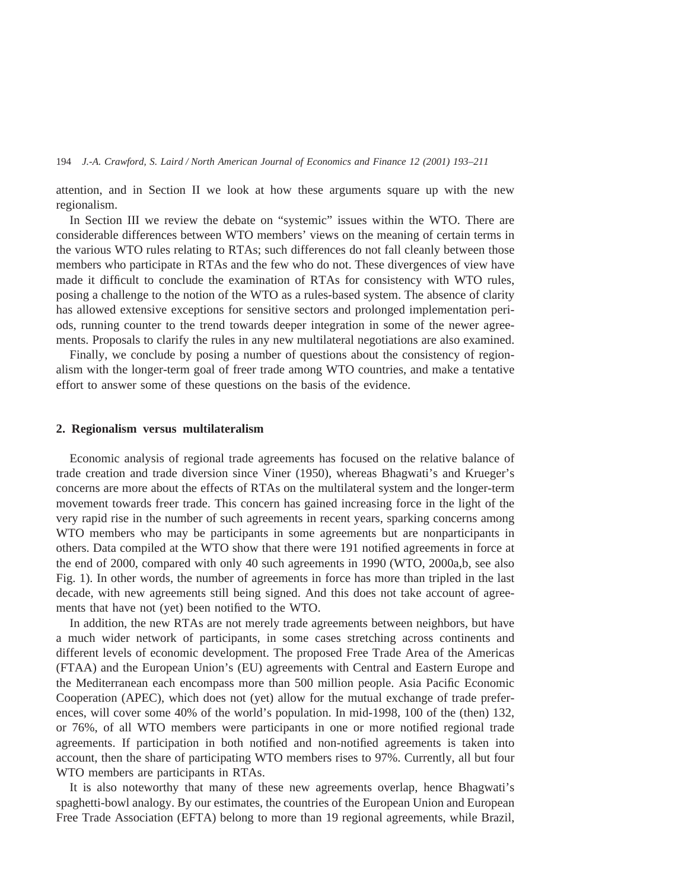attention, and in Section II we look at how these arguments square up with the new regionalism.

In Section III we review the debate on "systemic" issues within the WTO. There are considerable differences between WTO members' views on the meaning of certain terms in the various WTO rules relating to RTAs; such differences do not fall cleanly between those members who participate in RTAs and the few who do not. These divergences of view have made it difficult to conclude the examination of RTAs for consistency with WTO rules, posing a challenge to the notion of the WTO as a rules-based system. The absence of clarity has allowed extensive exceptions for sensitive sectors and prolonged implementation periods, running counter to the trend towards deeper integration in some of the newer agreements. Proposals to clarify the rules in any new multilateral negotiations are also examined.

Finally, we conclude by posing a number of questions about the consistency of regionalism with the longer-term goal of freer trade among WTO countries, and make a tentative effort to answer some of these questions on the basis of the evidence.

## 2. Regionalism versus multilateralism

Economic analysis of regional trade agreements has focused on the relative balance of trade creation and trade diversion since Viner (1950), whereas Bhagwati's and Krueger's concerns are more about the effects of RTAs on the multilateral system and the longer-term movement towards freer trade. This concern has gained increasing force in the light of the very rapid rise in the number of such agreements in recent years, sparking concerns among WTO members who may be participants in some agreements but are nonparticipants in others. Data compiled at the WTO show that there were 191 notified agreements in force at the end of 2000, compared with only 40 such agreements in 1990 (WTO, 2000a,b, see also Fig. 1). In other words, the number of agreements in force has more than tripled in the last decade, with new agreements still being signed. And this does not take account of agreements that have not (yet) been notified to the WTO.

In addition, the new RTAs are not merely trade agreements between neighbors, but have a much wider network of participants, in some cases stretching across continents and different levels of economic development. The proposed Free Trade Area of the Americas (FTAA) and the European Union's (EU) agreements with Central and Eastern Europe and the Mediterranean each encompass more than 500 million people. Asia Pacific Economic Cooperation (APEC), which does not (yet) allow for the mutual exchange of trade preferences, will cover some 40% of the world's population. In mid-1998, 100 of the (then) 132, or 76%, of all WTO members were participants in one or more notified regional trade agreements. If participation in both notified and non-notified agreements is taken into account, then the share of participating WTO members rises to 97%. Currently, all but four WTO members are participants in RTAs.

It is also noteworthy that many of these new agreements overlap, hence Bhagwati's spaghetti-bowl analogy. By our estimates, the countries of the European Union and European Free Trade Association (EFTA) belong to more than 19 regional agreements, while Brazil,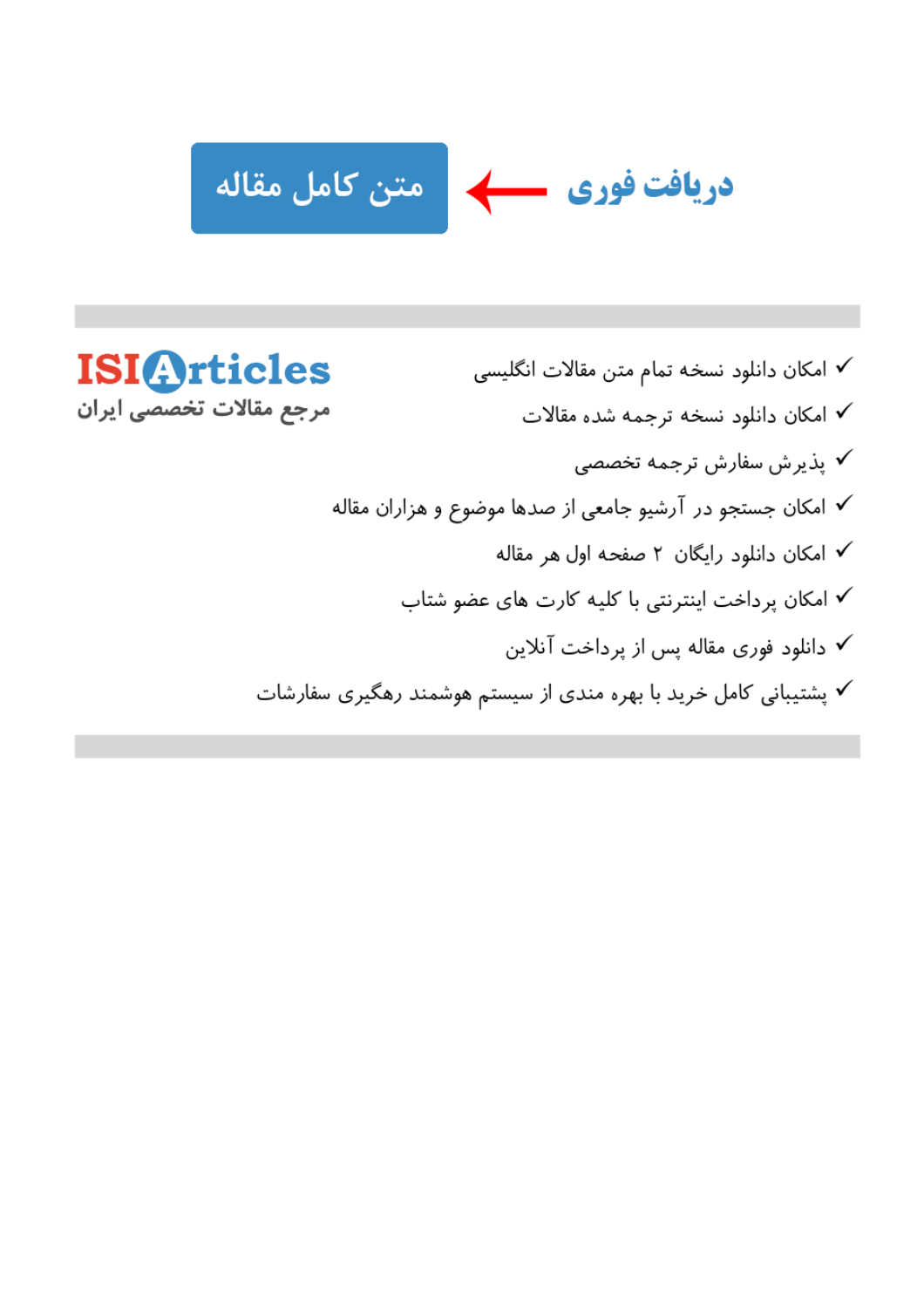دریافت فوری ← متن کامل مقاله

**ISIArticles**
مرجع مقالات تخصصی ایران

- ✓ امکان دانلود نسخه تمام متن مقالات انگلیسی
- ✓ امکان دانلود نسخه ترجمه شده مقالات
- ✓ پذیرش سفارش ترجمه تخصصی
- ✓ امکان جستجو در آرشیو جامعی از صدها موضوع و هزاران مقاله
- ✓ امکان دانلود رایگان ۲ صفحه اول هر مقاله
- ✓ امکان پرداخت اینترنتی با کلیه کارت های عضو شتاب
- ✓ دانلود فوری مقاله پس از پرداخت آنلاین
- ✓ پشتیبانی کامل خرید با بهره مندی از سیستم هوشمند رهگیری سفارشات